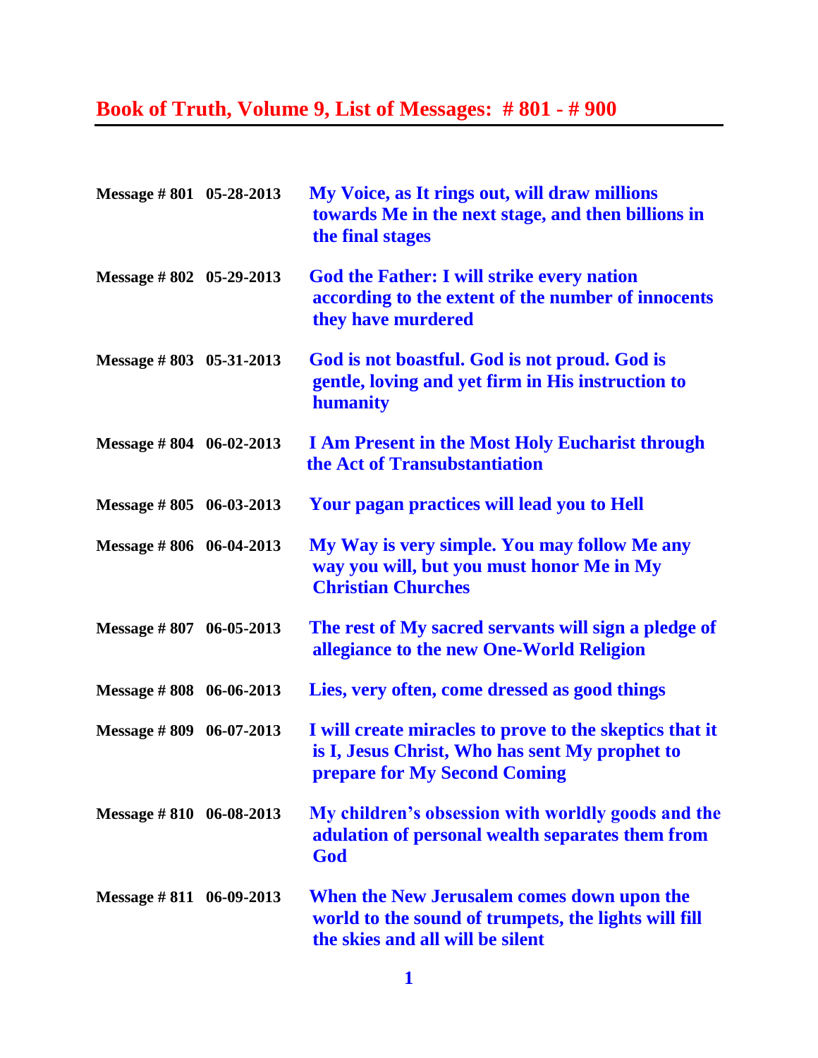# Book of Truth, Volume 9, List of Messages: # 801 - # 900

| | | |
|---|---|---|
| Message # 801 | 05-28-2013 | My Voice, as It rings out, will draw millions towards Me in the next stage, and then billions in the final stages |
| Message # 802 | 05-29-2013 | God the Father: I will strike every nation according to the extent of the number of innocents they have murdered |
| Message # 803 | 05-31-2013 | God is not boastful. God is not proud. God is gentle, loving and yet firm in His instruction to humanity |
| Message # 804 | 06-02-2013 | I Am Present in the Most Holy Eucharist through the Act of Transubstantiation |
| Message # 805 | 06-03-2013 | Your pagan practices will lead you to Hell |
| Message # 806 | 06-04-2013 | My Way is very simple. You may follow Me any way you will, but you must honor Me in My Christian Churches |
| Message # 807 | 06-05-2013 | The rest of My sacred servants will sign a pledge of allegiance to the new One-World Religion |
| Message # 808 | 06-06-2013 | Lies, very often, come dressed as good things |
| Message # 809 | 06-07-2013 | I will create miracles to prove to the skeptics that it is I, Jesus Christ, Who has sent My prophet to prepare for My Second Coming |
| Message # 810 | 06-08-2013 | My children's obsession with worldly goods and the adulation of personal wealth separates them from God |
| Message # 811 | 06-09-2013 | When the New Jerusalem comes down upon the world to the sound of trumpets, the lights will fill the skies and all will be silent |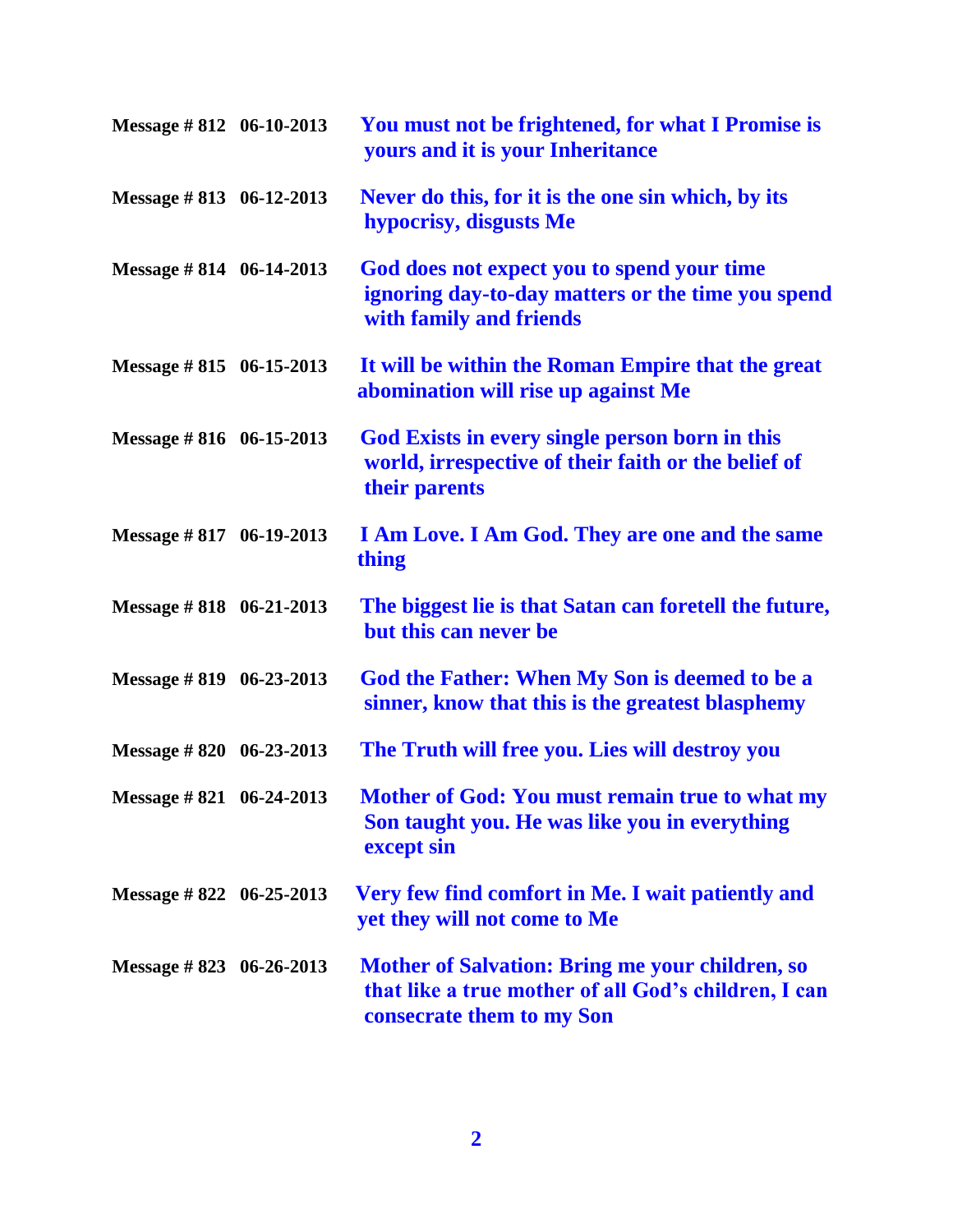| | | |
|---|---|---|
| **Message # 812** | **06-10-2013** | **You must not be frightened, for what I Promise is yours and it is your Inheritance** |
| **Message # 813** | **06-12-2013** | **Never do this, for it is the one sin which, by its hypocrisy, disgusts Me** |
| **Message # 814** | **06-14-2013** | **God does not expect you to spend your time ignoring day-to-day matters or the time you spend with family and friends** |
| **Message # 815** | **06-15-2013** | **It will be within the Roman Empire that the great abomination will rise up against Me** |
| **Message # 816** | **06-15-2013** | **God Exists in every single person born in this world, irrespective of their faith or the belief of their parents** |
| **Message # 817** | **06-19-2013** | **I Am Love. I Am God. They are one and the same thing** |
| **Message # 818** | **06-21-2013** | **The biggest lie is that Satan can foretell the future, but this can never be** |
| **Message # 819** | **06-23-2013** | **God the Father: When My Son is deemed to be a sinner, know that this is the greatest blasphemy** |
| **Message # 820** | **06-23-2013** | **The Truth will free you. Lies will destroy you** |
| **Message # 821** | **06-24-2013** | **Mother of God: You must remain true to what my Son taught you. He was like you in everything except sin** |
| **Message # 822** | **06-25-2013** | **Very few find comfort in Me. I wait patiently and yet they will not come to Me** |
| **Message # 823** | **06-26-2013** | **Mother of Salvation: Bring me your children, so that like a true mother of all God's children, I can consecrate them to my Son** |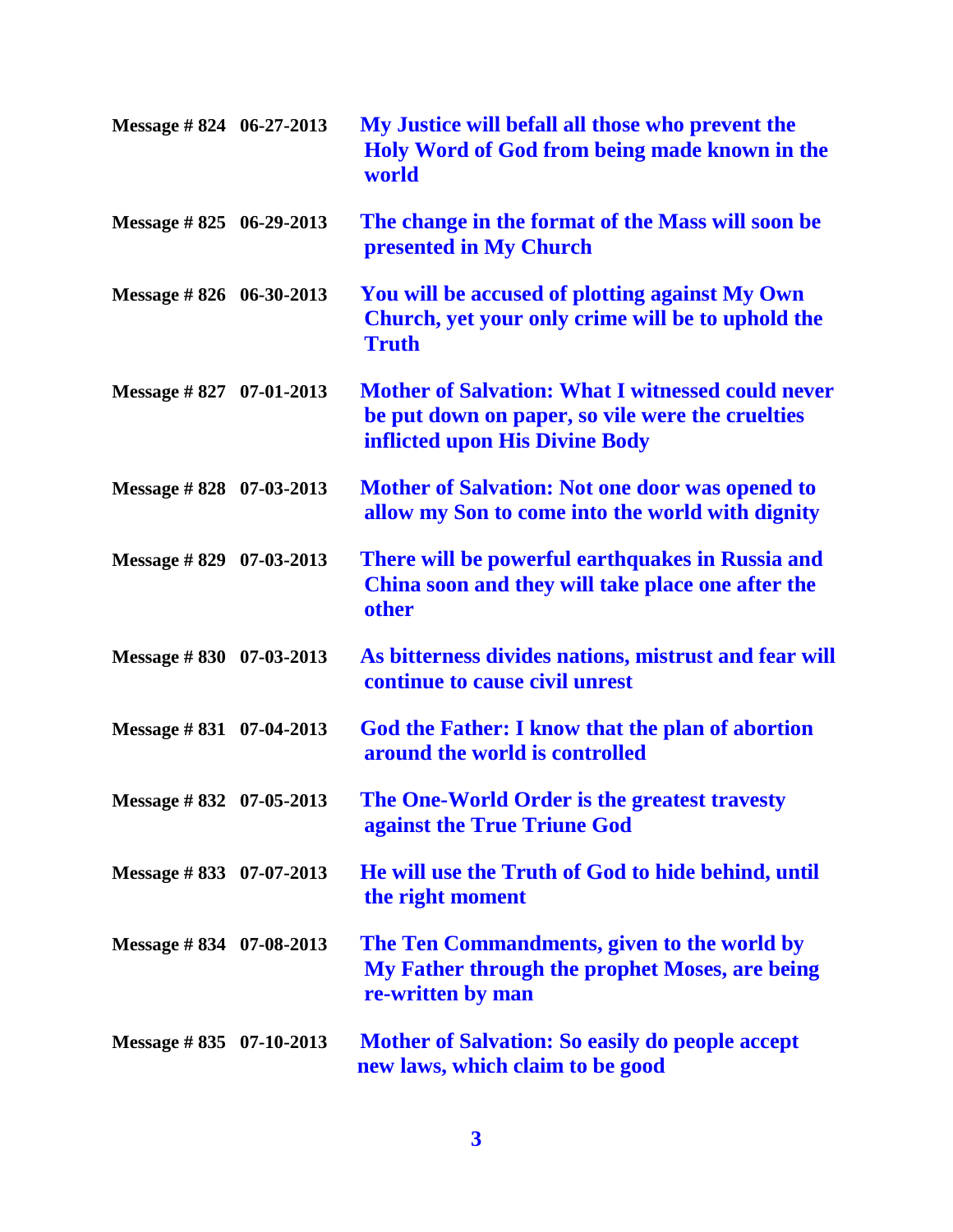| | | |
|---|---|---|
| **Message # 824** | **06-27-2013** | **My Justice will befall all those who prevent the Holy Word of God from being made known in the world** |
| **Message # 825** | **06-29-2013** | **The change in the format of the Mass will soon be presented in My Church** |
| **Message # 826** | **06-30-2013** | **You will be accused of plotting against My Own Church, yet your only crime will be to uphold the Truth** |
| **Message # 827** | **07-01-2013** | **Mother of Salvation: What I witnessed could never be put down on paper, so vile were the cruelties inflicted upon His Divine Body** |
| **Message # 828** | **07-03-2013** | **Mother of Salvation: Not one door was opened to allow my Son to come into the world with dignity** |
| **Message # 829** | **07-03-2013** | **There will be powerful earthquakes in Russia and China soon and they will take place one after the other** |
| **Message # 830** | **07-03-2013** | **As bitterness divides nations, mistrust and fear will continue to cause civil unrest** |
| **Message # 831** | **07-04-2013** | **God the Father: I know that the plan of abortion around the world is controlled** |
| **Message # 832** | **07-05-2013** | **The One-World Order is the greatest travesty against the True Triune God** |
| **Message # 833** | **07-07-2013** | **He will use the Truth of God to hide behind, until the right moment** |
| **Message # 834** | **07-08-2013** | **The Ten Commandments, given to the world by My Father through the prophet Moses, are being re-written by man** |
| **Message # 835** | **07-10-2013** | **Mother of Salvation: So easily do people accept new laws, which claim to be good** |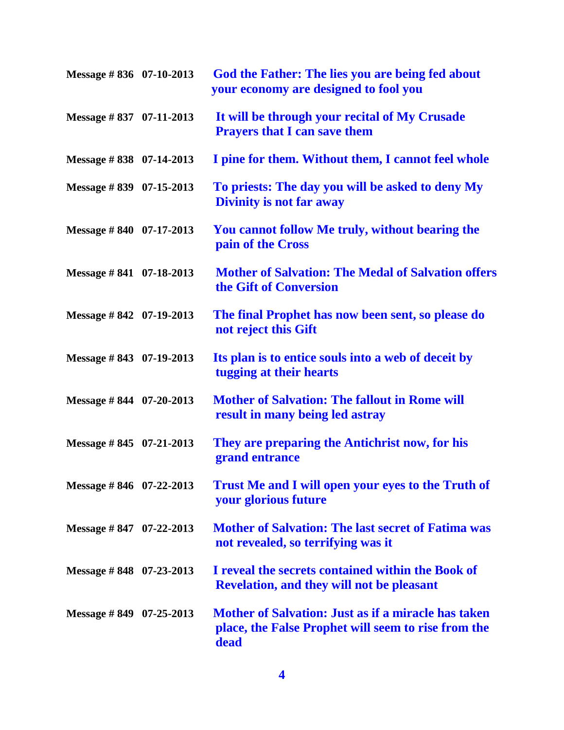| | | |
|---|---|---|
| **Message # 836** | **07-10-2013** | **God the Father: The lies you are being fed about your economy are designed to fool you** |
| **Message # 837** | **07-11-2013** | **It will be through your recital of My Crusade Prayers that I can save them** |
| **Message # 838** | **07-14-2013** | **I pine for them. Without them, I cannot feel whole** |
| **Message # 839** | **07-15-2013** | **To priests: The day you will be asked to deny My Divinity is not far away** |
| **Message # 840** | **07-17-2013** | **You cannot follow Me truly, without bearing the pain of the Cross** |
| **Message # 841** | **07-18-2013** | **Mother of Salvation: The Medal of Salvation offers the Gift of Conversion** |
| **Message # 842** | **07-19-2013** | **The final Prophet has now been sent, so please do not reject this Gift** |
| **Message # 843** | **07-19-2013** | **Its plan is to entice souls into a web of deceit by tugging at their hearts** |
| **Message # 844** | **07-20-2013** | **Mother of Salvation: The fallout in Rome will result in many being led astray** |
| **Message # 845** | **07-21-2013** | **They are preparing the Antichrist now, for his grand entrance** |
| **Message # 846** | **07-22-2013** | **Trust Me and I will open your eyes to the Truth of your glorious future** |
| **Message # 847** | **07-22-2013** | **Mother of Salvation: The last secret of Fatima was not revealed, so terrifying was it** |
| **Message # 848** | **07-23-2013** | **I reveal the secrets contained within the Book of Revelation, and they will not be pleasant** |
| **Message # 849** | **07-25-2013** | **Mother of Salvation: Just as if a miracle has taken place, the False Prophet will seem to rise from the dead** |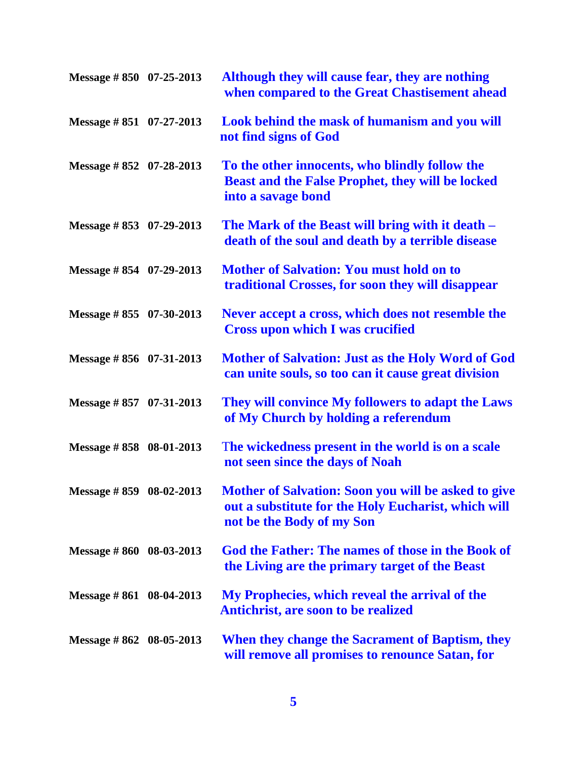| | | |
|---|---|---|
| **Message # 850** | **07-25-2013** | **Although they will cause fear, they are nothing when compared to the Great Chastisement ahead** |
| **Message # 851** | **07-27-2013** | **Look behind the mask of humanism and you will not find signs of God** |
| **Message # 852** | **07-28-2013** | **To the other innocents, who blindly follow the Beast and the False Prophet, they will be locked into a savage bond** |
| **Message # 853** | **07-29-2013** | **The Mark of the Beast will bring with it death – death of the soul and death by a terrible disease** |
| **Message # 854** | **07-29-2013** | **Mother of Salvation: You must hold on to traditional Crosses, for soon they will disappear** |
| **Message # 855** | **07-30-2013** | **Never accept a cross, which does not resemble the Cross upon which I was crucified** |
| **Message # 856** | **07-31-2013** | **Mother of Salvation: Just as the Holy Word of God can unite souls, so too can it cause great division** |
| **Message # 857** | **07-31-2013** | **They will convince My followers to adapt the Laws of My Church by holding a referendum** |
| **Message # 858** | **08-01-2013** | **The wickedness present in the world is on a scale not seen since the days of Noah** |
| **Message # 859** | **08-02-2013** | **Mother of Salvation: Soon you will be asked to give out a substitute for the Holy Eucharist, which will not be the Body of my Son** |
| **Message # 860** | **08-03-2013** | **God the Father: The names of those in the Book of the Living are the primary target of the Beast** |
| **Message # 861** | **08-04-2013** | **My Prophecies, which reveal the arrival of the Antichrist, are soon to be realized** |
| **Message # 862** | **08-05-2013** | **When they change the Sacrament of Baptism, they will remove all promises to renounce Satan, for** |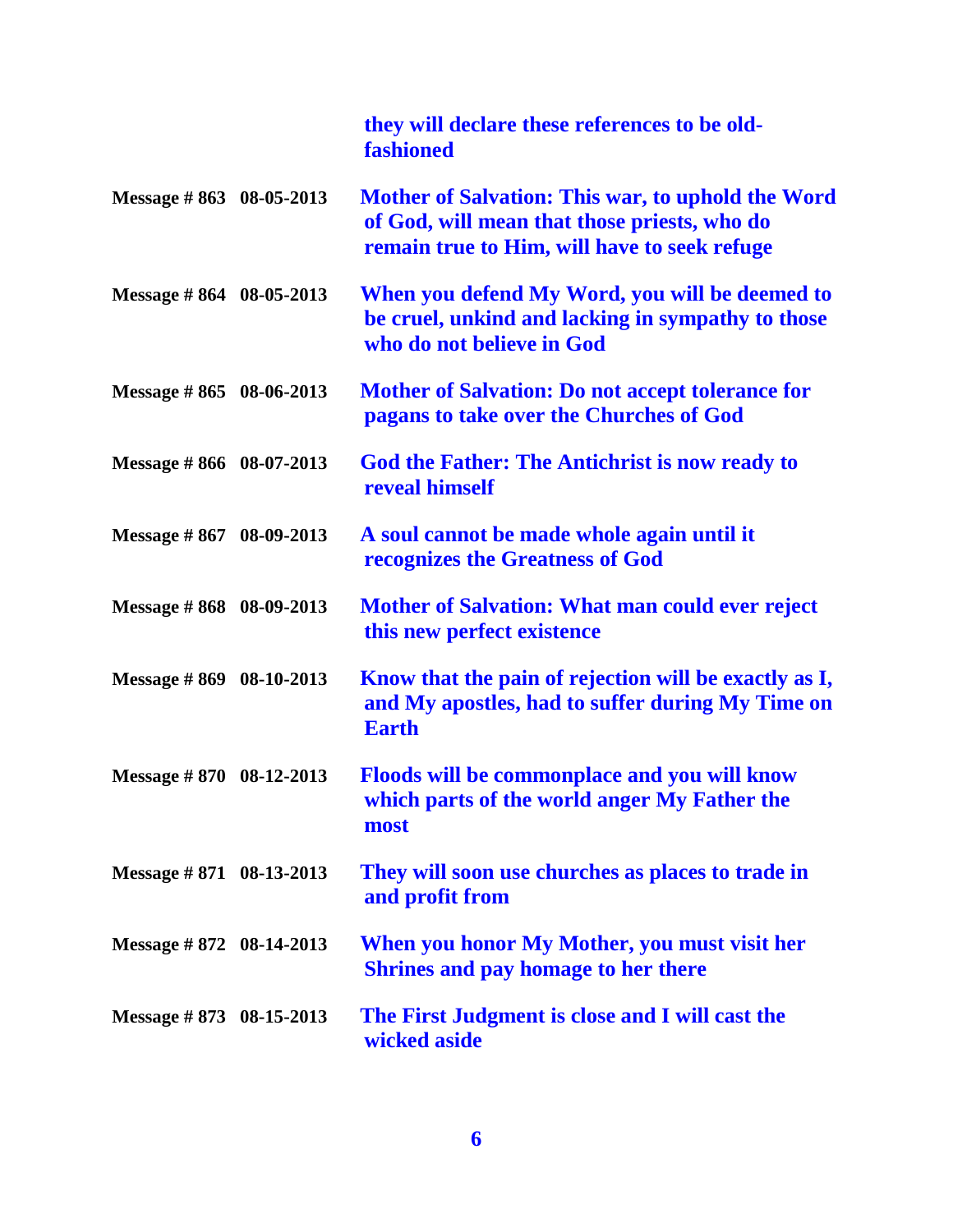| | | they will declare these references to be old-fashioned |
|---|---|---|
| Message # 863 | 08-05-2013 | Mother of Salvation: This war, to uphold the Word of God, will mean that those priests, who do remain true to Him, will have to seek refuge |
| Message # 864 | 08-05-2013 | When you defend My Word, you will be deemed to be cruel, unkind and lacking in sympathy to those who do not believe in God |
| Message # 865 | 08-06-2013 | Mother of Salvation: Do not accept tolerance for pagans to take over the Churches of God |
| Message # 866 | 08-07-2013 | God the Father: The Antichrist is now ready to reveal himself |
| Message # 867 | 08-09-2013 | A soul cannot be made whole again until it recognizes the Greatness of God |
| Message # 868 | 08-09-2013 | Mother of Salvation: What man could ever reject this new perfect existence |
| Message # 869 | 08-10-2013 | Know that the pain of rejection will be exactly as I, and My apostles, had to suffer during My Time on Earth |
| Message # 870 | 08-12-2013 | Floods will be commonplace and you will know which parts of the world anger My Father the most |
| Message # 871 | 08-13-2013 | They will soon use churches as places to trade in and profit from |
| Message # 872 | 08-14-2013 | When you honor My Mother, you must visit her Shrines and pay homage to her there |
| Message # 873 | 08-15-2013 | The First Judgment is close and I will cast the wicked aside |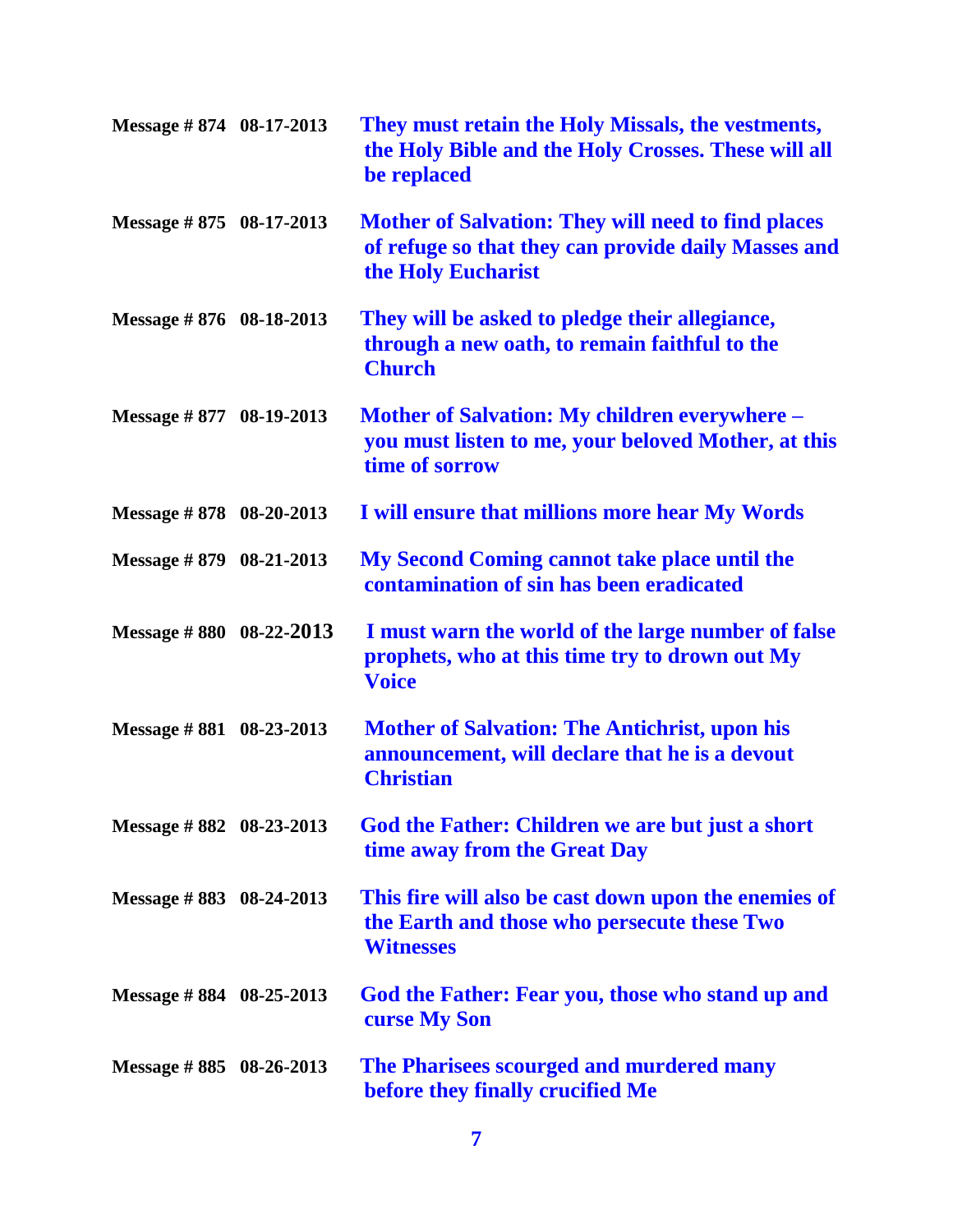| | | |
|---|---|---|
| **Message # 874** | **08-17-2013** | **They must retain the Holy Missals, the vestments, the Holy Bible and the Holy Crosses. These will all be replaced** |
| **Message # 875** | **08-17-2013** | **Mother of Salvation: They will need to find places of refuge so that they can provide daily Masses and the Holy Eucharist** |
| **Message # 876** | **08-18-2013** | **They will be asked to pledge their allegiance, through a new oath, to remain faithful to the Church** |
| **Message # 877** | **08-19-2013** | **Mother of Salvation: My children everywhere – you must listen to me, your beloved Mother, at this time of sorrow** |
| **Message # 878** | **08-20-2013** | **I will ensure that millions more hear My Words** |
| **Message # 879** | **08-21-2013** | **My Second Coming cannot take place until the contamination of sin has been eradicated** |
| **Message # 880** | **08-22-2013** | **I must warn the world of the large number of false prophets, who at this time try to drown out My Voice** |
| **Message # 881** | **08-23-2013** | **Mother of Salvation: The Antichrist, upon his announcement, will declare that he is a devout Christian** |
| **Message # 882** | **08-23-2013** | **God the Father: Children we are but just a short time away from the Great Day** |
| **Message # 883** | **08-24-2013** | **This fire will also be cast down upon the enemies of the Earth and those who persecute these Two Witnesses** |
| **Message # 884** | **08-25-2013** | **God the Father: Fear you, those who stand up and curse My Son** |
| **Message # 885** | **08-26-2013** | **The Pharisees scourged and murdered many before they finally crucified Me** |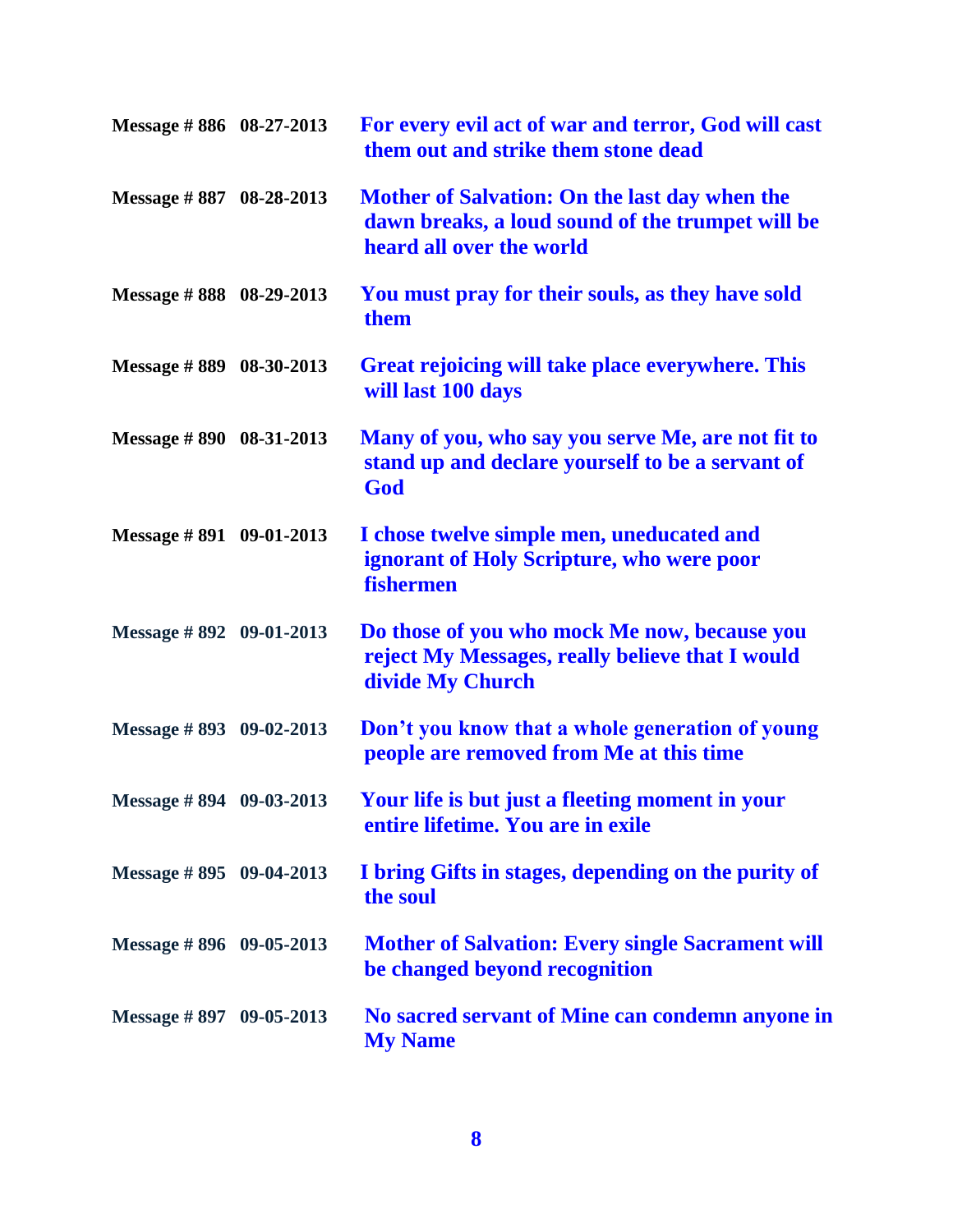| | | |
|---|---|---|
| **Message # 886** | **08-27-2013** | **For every evil act of war and terror, God will cast them out and strike them stone dead** |
| **Message # 887** | **08-28-2013** | **Mother of Salvation: On the last day when the dawn breaks, a loud sound of the trumpet will be heard all over the world** |
| **Message # 888** | **08-29-2013** | **You must pray for their souls, as they have sold them** |
| **Message # 889** | **08-30-2013** | **Great rejoicing will take place everywhere. This will last 100 days** |
| **Message # 890** | **08-31-2013** | **Many of you, who say you serve Me, are not fit to stand up and declare yourself to be a servant of God** |
| **Message # 891** | **09-01-2013** | **I chose twelve simple men, uneducated and ignorant of Holy Scripture, who were poor fishermen** |
| **Message # 892** | **09-01-2013** | **Do those of you who mock Me now, because you reject My Messages, really believe that I would divide My Church** |
| **Message # 893** | **09-02-2013** | **Don't you know that a whole generation of young people are removed from Me at this time** |
| **Message # 894** | **09-03-2013** | **Your life is but just a fleeting moment in your entire lifetime. You are in exile** |
| **Message # 895** | **09-04-2013** | **I bring Gifts in stages, depending on the purity of the soul** |
| **Message # 896** | **09-05-2013** | **Mother of Salvation: Every single Sacrament will be changed beyond recognition** |
| **Message # 897** | **09-05-2013** | **No sacred servant of Mine can condemn anyone in My Name** |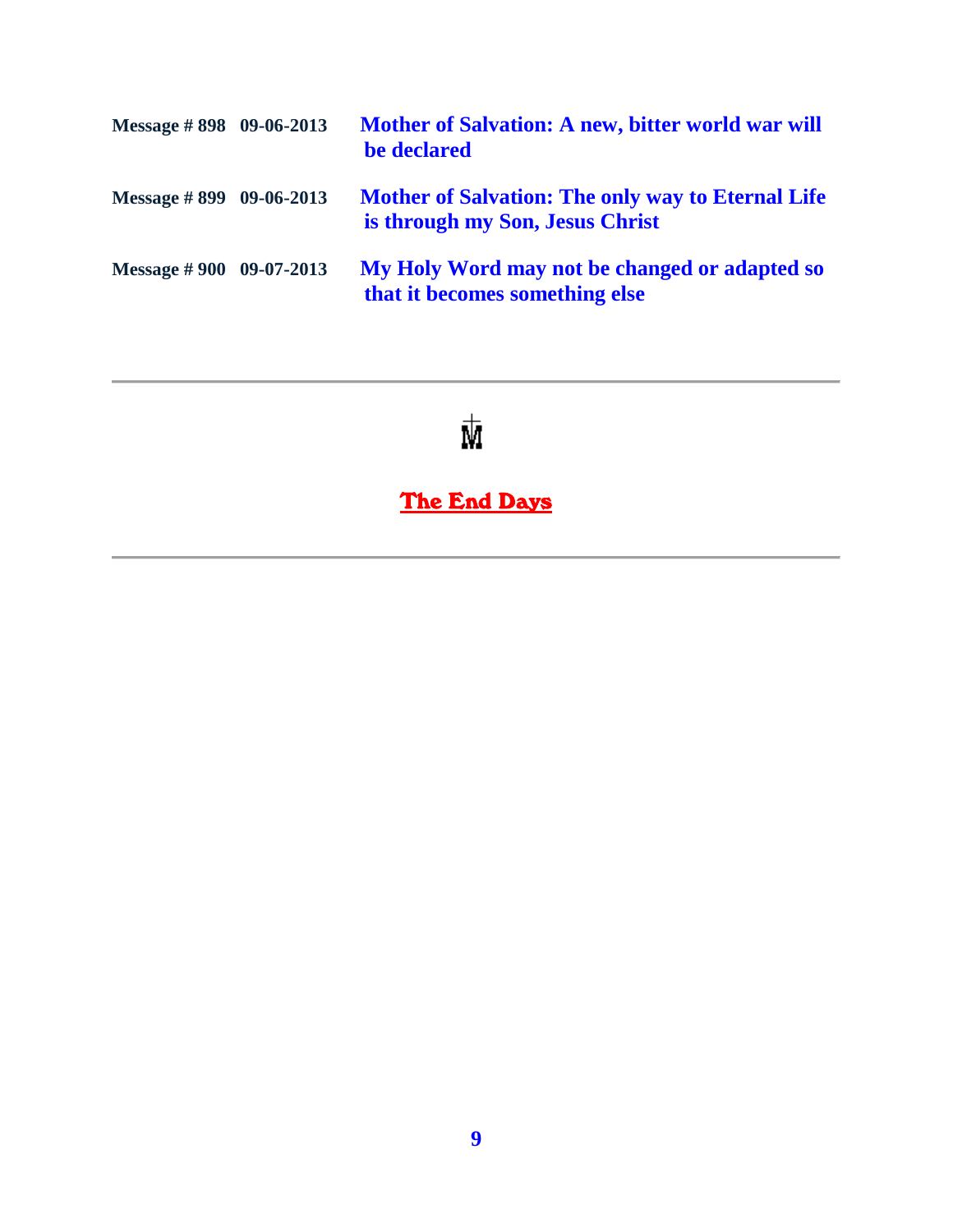| | | |
|---|---|---|
| **Message # 898** | **09-06-2013** | **Mother of Salvation: A new, bitter world war will be declared** |
| **Message # 899** | **09-06-2013** | **Mother of Salvation: The only way to Eternal Life is through my Son, Jesus Christ** |
| **Message # 900** | **09-07-2013** | **My Holy Word may not be changed or adapted so that it becomes something else** |

---

M̈

**The End Days**

---